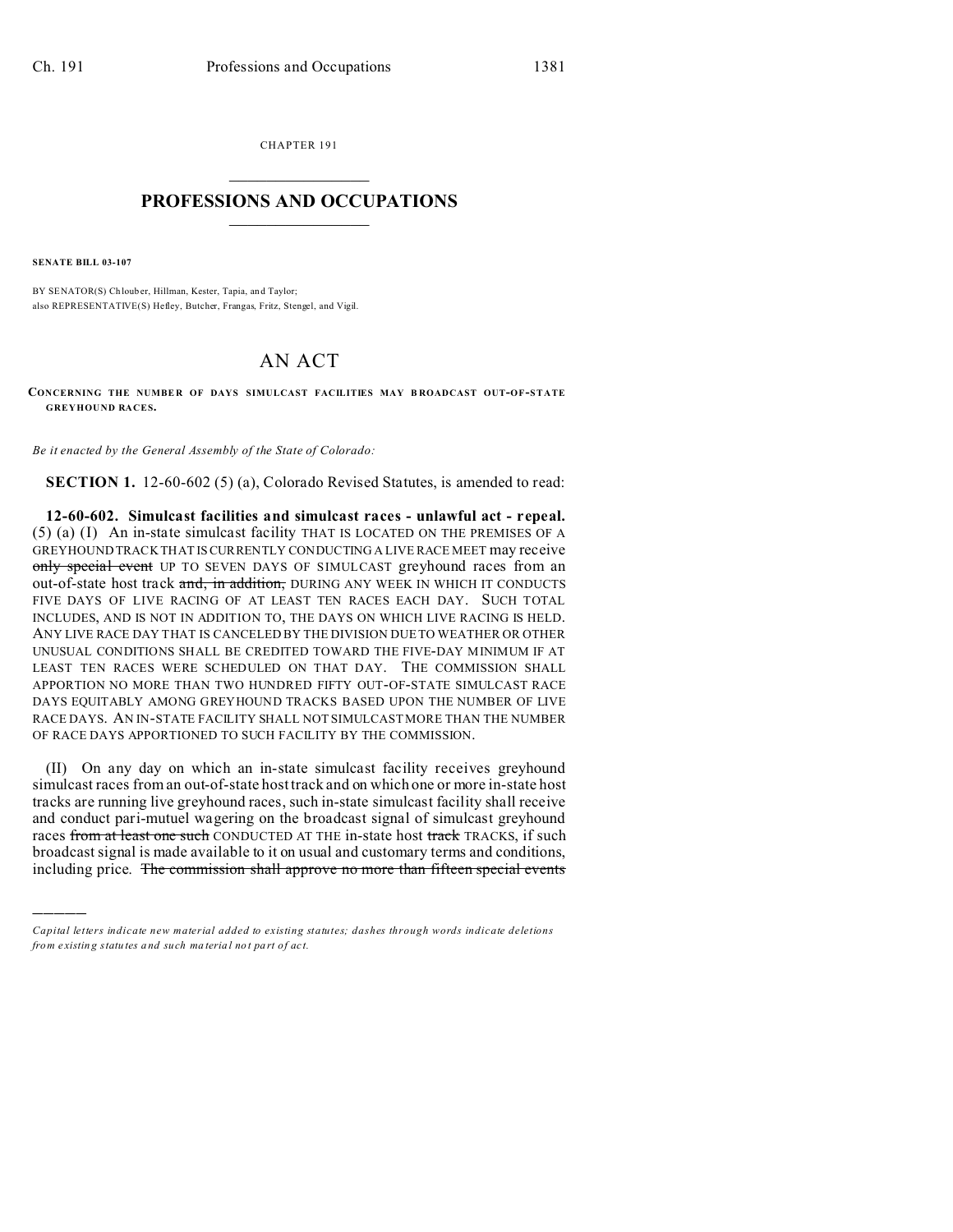CHAPTER 191

# PROFESSIONS AND OCCUPATIONS

**SENATE BILL 03-107**

BY SENATOR(S) Chlouber, Hillman, Kester, Tapia, and Taylor;
also REPRESENTATIVE(S) Hefley, Butcher, Frangas, Fritz, Stengel, and Vigil.

# AN ACT

**CONCERNING THE NUMBER OF DAYS SIMULCAST FACILITIES MAY BROADCAST OUT-OF-STATE GREYHOUND RACES.**

*Be it enacted by the General Assembly of the State of Colorado:*

**SECTION 1.** 12-60-602 (5) (a), Colorado Revised Statutes, is amended to read:

**12-60-602. Simulcast facilities and simulcast races - unlawful act - repeal.** (5) (a) (I) An in-state simulcast facility THAT IS LOCATED ON THE PREMISES OF A GREYHOUND TRACK THAT IS CURRENTLY CONDUCTING A LIVE RACE MEET may receive ~~only special event~~ UP TO SEVEN DAYS OF SIMULCAST greyhound races from an out-of-state host track ~~and, in addition,~~ DURING ANY WEEK IN WHICH IT CONDUCTS FIVE DAYS OF LIVE RACING OF AT LEAST TEN RACES EACH DAY. SUCH TOTAL INCLUDES, AND IS NOT IN ADDITION TO, THE DAYS ON WHICH LIVE RACING IS HELD. ANY LIVE RACE DAY THAT IS CANCELED BY THE DIVISION DUE TO WEATHER OR OTHER UNUSUAL CONDITIONS SHALL BE CREDITED TOWARD THE FIVE-DAY MINIMUM IF AT LEAST TEN RACES WERE SCHEDULED ON THAT DAY. THE COMMISSION SHALL APPORTION NO MORE THAN TWO HUNDRED FIFTY OUT-OF-STATE SIMULCAST RACE DAYS EQUITABLY AMONG GREYHOUND TRACKS BASED UPON THE NUMBER OF LIVE RACE DAYS. AN IN-STATE FACILITY SHALL NOT SIMULCAST MORE THAN THE NUMBER OF RACE DAYS APPORTIONED TO SUCH FACILITY BY THE COMMISSION.

(II) On any day on which an in-state simulcast facility receives greyhound simulcast races from an out-of-state host track and on which one or more in-state host tracks are running live greyhound races, such in-state simulcast facility shall receive and conduct pari-mutuel wagering on the broadcast signal of simulcast greyhound races ~~from at least one such~~ CONDUCTED AT THE in-state host ~~track~~ TRACKS, if such broadcast signal is made available to it on usual and customary terms and conditions, including price. ~~The commission shall approve no more than fifteen special events~~

---

*Capital letters indicate new material added to existing statutes; dashes through words indicate deletions from existing statutes and such material not part of act.*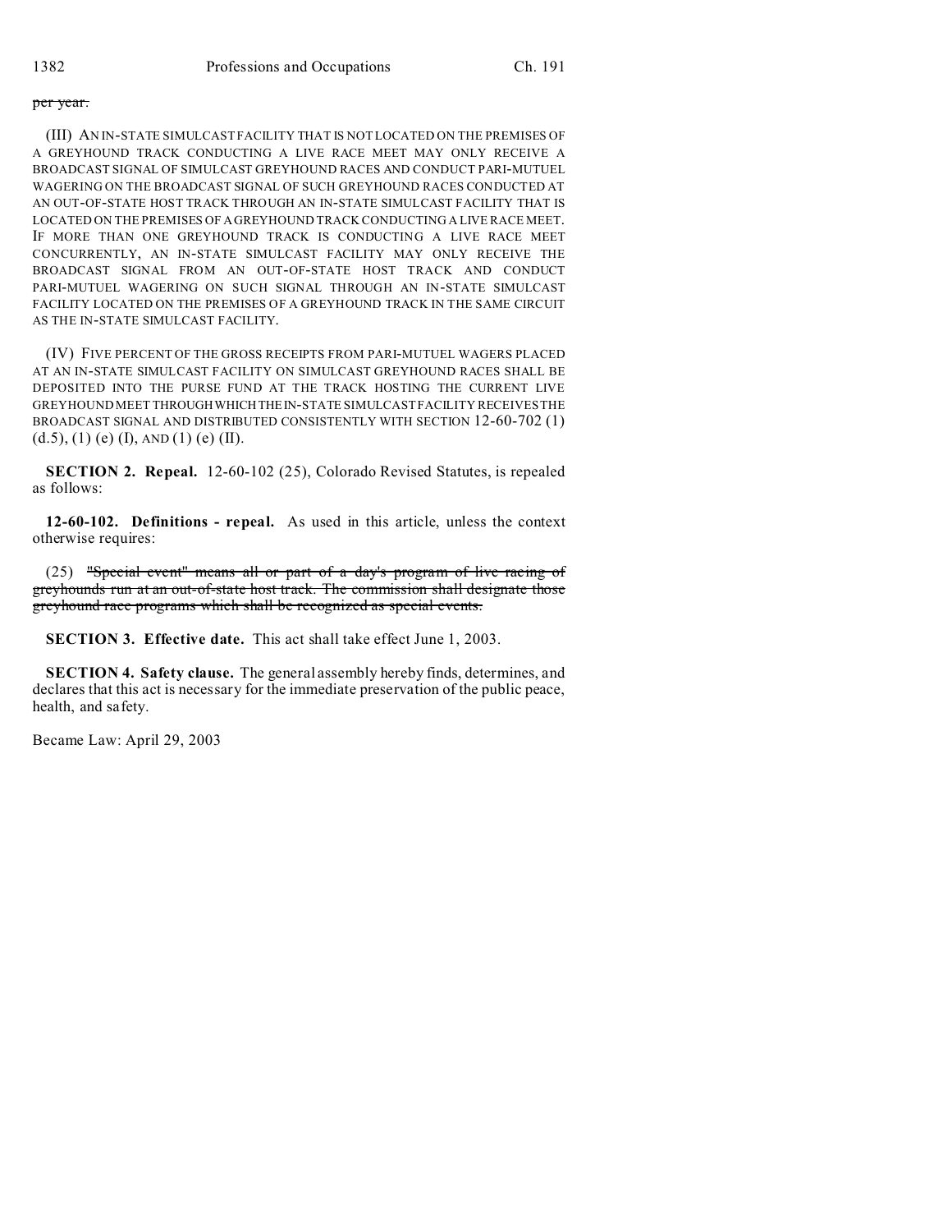~~per year.~~

(III) AN IN-STATE SIMULCAST FACILITY THAT IS NOT LOCATED ON THE PREMISES OF A GREYHOUND TRACK CONDUCTING A LIVE RACE MEET MAY ONLY RECEIVE A BROADCAST SIGNAL OF SIMULCAST GREYHOUND RACES AND CONDUCT PARI-MUTUEL WAGERING ON THE BROADCAST SIGNAL OF SUCH GREYHOUND RACES CONDUCTED AT AN OUT-OF-STATE HOST TRACK THROUGH AN IN-STATE SIMULCAST FACILITY THAT IS LOCATED ON THE PREMISES OF A GREYHOUND TRACK CONDUCTING A LIVE RACE MEET. IF MORE THAN ONE GREYHOUND TRACK IS CONDUCTING A LIVE RACE MEET CONCURRENTLY, AN IN-STATE SIMULCAST FACILITY MAY ONLY RECEIVE THE BROADCAST SIGNAL FROM AN OUT-OF-STATE HOST TRACK AND CONDUCT PARI-MUTUEL WAGERING ON SUCH SIGNAL THROUGH AN IN-STATE SIMULCAST FACILITY LOCATED ON THE PREMISES OF A GREYHOUND TRACK IN THE SAME CIRCUIT AS THE IN-STATE SIMULCAST FACILITY.

(IV) FIVE PERCENT OF THE GROSS RECEIPTS FROM PARI-MUTUEL WAGERS PLACED AT AN IN-STATE SIMULCAST FACILITY ON SIMULCAST GREYHOUND RACES SHALL BE DEPOSITED INTO THE PURSE FUND AT THE TRACK HOSTING THE CURRENT LIVE GREYHOUND MEET THROUGH WHICH THE IN-STATE SIMULCAST FACILITY RECEIVES THE BROADCAST SIGNAL AND DISTRIBUTED CONSISTENTLY WITH SECTION 12-60-702 (1) (d.5), (1) (e) (I), AND (1) (e) (II).

**SECTION 2. Repeal.** 12-60-102 (25), Colorado Revised Statutes, is repealed as follows:

**12-60-102. Definitions - repeal.** As used in this article, unless the context otherwise requires:

(25) ~~"Special event" means all or part of a day's program of live racing of greyhounds run at an out-of-state host track. The commission shall designate those greyhound race programs which shall be recognized as special events.~~

**SECTION 3. Effective date.** This act shall take effect June 1, 2003.

**SECTION 4. Safety clause.** The general assembly hereby finds, determines, and declares that this act is necessary for the immediate preservation of the public peace, health, and safety.

Became Law: April 29, 2003